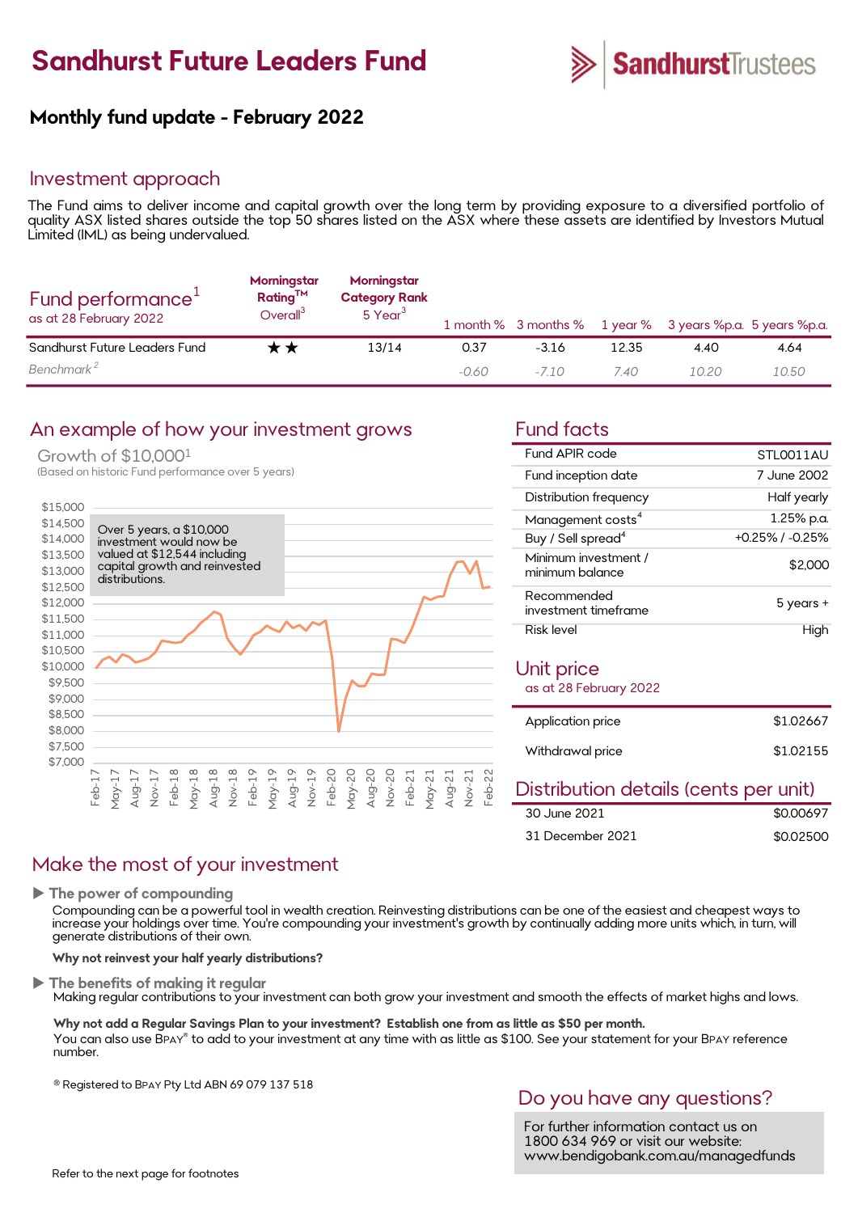# Sandhurst Future Leaders Fund

SandhurstTrustees

## Monthly fund update - February 2022

## Investment approach

The Fund aims to deliver income and capital growth over the long term by providing exposure to a diversified portfolio of quality ASX listed shares outside the top 50 shares listed on the ASX where these assets are identified by Investors Mutual Limited (IML) as being undervalued.

## Fund performance[1]

as at 28 February 2022

| | Morningstar Rating™ Overall[3] | Morningstar Category Rank 5 Year[3] | 1 month % | 3 months % | 1 year % | 3 years %p.a. | 5 years %p.a. |
|---|---|---|---|---|---|---|---|
| Sandhurst Future Leaders Fund | ★★ | 13/14 | 0.37 | -3.16 | 12.35 | 4.40 | 4.64 |
| *Benchmark[2]* | | | *-0.60* | *-7.10* | *7.40* | *10.20* | *10.50* |

## An example of how your investment grows

Growth of $10,000[1]

(Based on historic Fund performance over 5 years)

Over 5 years, a $10,000 investment would now be valued at $12,544 including capital growth and reinvested distributions.

## Fund facts

| | |
|---|---|
| Fund APIR code | STL0011AU |
| Fund inception date | 7 June 2002 |
| Distribution frequency | Half yearly |
| Management costs[4] | 1.25% p.a. |
| Buy / Sell spread[4] | +0.25% / -0.25% |
| Minimum investment / minimum balance | $2,000 |
| Recommended investment timeframe | 5 years + |
| Risk level | High |

## Unit price

as at 28 February 2022

| | |
|---|---|
| Application price | $1.02667 |
| Withdrawal price | $1.02155 |

## Distribution details (cents per unit)

| | |
|---|---|
| 30 June 2021 | $0.00697 |
| 31 December 2021 | $0.02500 |

## Make the most of your investment

### ▶ The power of compounding

Compounding can be a powerful tool in wealth creation. Reinvesting distributions can be one of the easiest and cheapest ways to increase your holdings over time. You're compounding your investment's growth by continually adding more units which, in turn, will generate distributions of their own.

**Why not reinvest your half yearly distributions?**

### ▶ The benefits of making it regular

Making regular contributions to your investment can both grow your investment and smooth the effects of market highs and lows.

**Why not add a Regular Savings Plan to your investment? Establish one from as little as $50 per month.**

You can also use BPAY® to add to your investment at any time with as little as $100. See your statement for your BPAY reference number.

® Registered to BPAY Pty Ltd ABN 69 079 137 518

## Do you have any questions?

For further information contact us on 1800 634 969 or visit our website: www.bendigobank.com.au/managedfunds

Refer to the next page for footnotes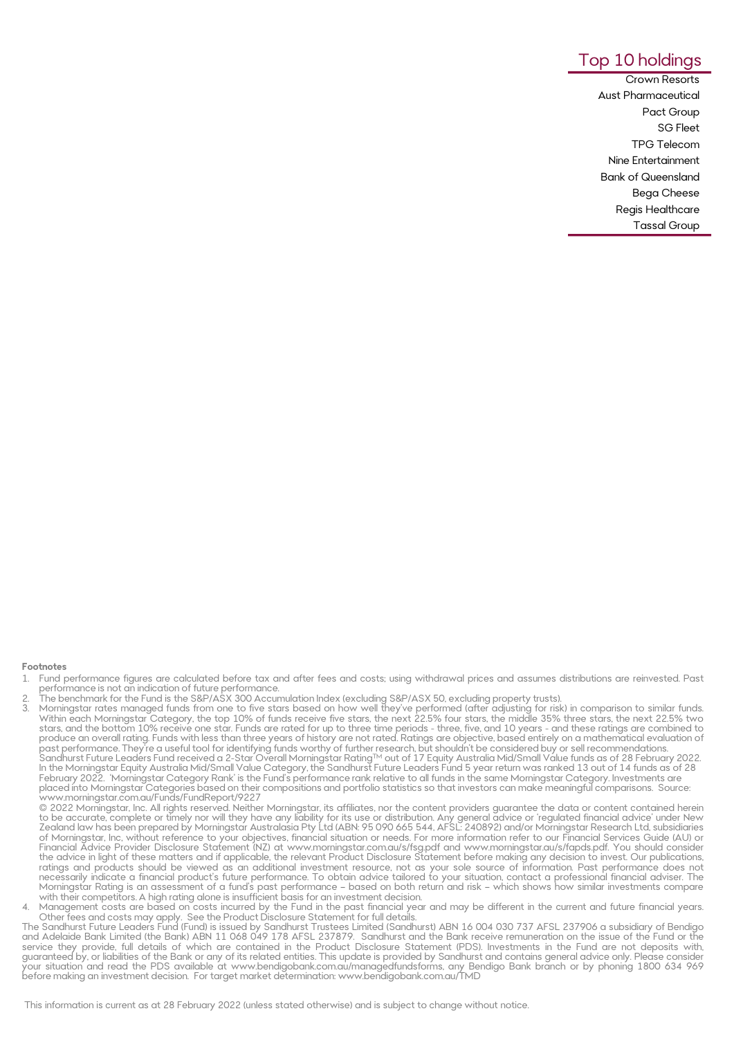## Top 10 holdings

Crown Resorts
Aust Pharmaceutical
Pact Group
SG Fleet
TPG Telecom
Nine Entertainment
Bank of Queensland
Bega Cheese
Regis Healthcare
Tassal Group

**Footnotes**

1. Fund performance figures are calculated before tax and after fees and costs; using withdrawal prices and assumes distributions are reinvested. Past performance is not an indication of future performance.
2. The benchmark for the Fund is the S&P/ASX 300 Accumulation Index (excluding S&P/ASX 50, excluding property trusts).
3. Morningstar rates managed funds from one to five stars based on how well they've performed (after adjusting for risk) in comparison to similar funds. Within each Morningstar Category, the top 10% of funds receive five stars, the next 22.5% four stars, the middle 35% three stars, the next 22.5% two stars, and the bottom 10% receive one star. Funds are rated for up to three time periods - three, five, and 10 years - and these ratings are combined to produce an overall rating. Funds with less than three years of history are not rated. Ratings are objective, based entirely on a mathematical evaluation of past performance. They're a useful tool for identifying funds worthy of further research, but shouldn't be considered buy or sell recommendations. Sandhurst Future Leaders Fund received a 2-Star Overall Morningstar Rating™ out of 17 Equity Australia Mid/Small Value funds as of 28 February 2022. In the Morningstar Equity Australia Mid/Small Value Category, the Sandhurst Future Leaders Fund 5 year return was ranked 13 out of 14 funds as of 28 February 2022. 'Morningstar Category Rank' is the Fund's performance rank relative to all funds in the same Morningstar Category. Investments are placed into Morningstar Categories based on their compositions and portfolio statistics so that investors can make meaningful comparisons. Source: www.morningstar.com.au/Funds/FundReport/9227
   © 2022 Morningstar, Inc. All rights reserved. Neither Morningstar, its affiliates, nor the content providers guarantee the data or content contained herein to be accurate, complete or timely nor will they have any liability for its use or distribution. Any general advice or 'regulated financial advice' under New Zealand law has been prepared by Morningstar Australasia Pty Ltd (ABN: 95 090 665 544, AFSL: 240892) and/or Morningstar Research Ltd, subsidiaries of Morningstar, Inc, without reference to your objectives, financial situation or needs. For more information refer to our Financial Services Guide (AU) or Financial Advice Provider Disclosure Statement (NZ) at www.morningstar.com.au/s/fsg.pdf and www.morningstar.au/s/fapds.pdf. You should consider the advice in light of these matters and if applicable, the relevant Product Disclosure Statement before making any decision to invest. Our publications, ratings and products should be viewed as an additional investment resource, not as your sole source of information. Past performance does not necessarily indicate a financial product's future performance. To obtain advice tailored to your situation, contact a professional financial adviser. The Morningstar Rating is an assessment of a fund's past performance – based on both return and risk – which shows how similar investments compare with their competitors. A high rating alone is insufficient basis for an investment decision.
4. Management costs are based on costs incurred by the Fund in the past financial year and may be different in the current and future financial years. Other fees and costs may apply. See the Product Disclosure Statement for full details.

The Sandhurst Future Leaders Fund (Fund) is issued by Sandhurst Trustees Limited (Sandhurst) ABN 16 004 030 737 AFSL 237906 a subsidiary of Bendigo and Adelaide Bank Limited (the Bank) ABN 11 068 049 178 AFSL 237879. Sandhurst and the Bank receive remuneration on the issue of the Fund or the service they provide, full details of which are contained in the Product Disclosure Statement (PDS). Investments in the Fund are not deposits with, guaranteed by, or liabilities of the Bank or any of its related entities. This update is provided by Sandhurst and contains general advice only. Please consider your situation and read the PDS available at www.bendigobank.com.au/managedfundsforms, any Bendigo Bank branch or by phoning 1800 634 969 before making an investment decision. For target market determination: www.bendigobank.com.au/TMD

This information is current as at 28 February 2022 (unless stated otherwise) and is subject to change without notice.